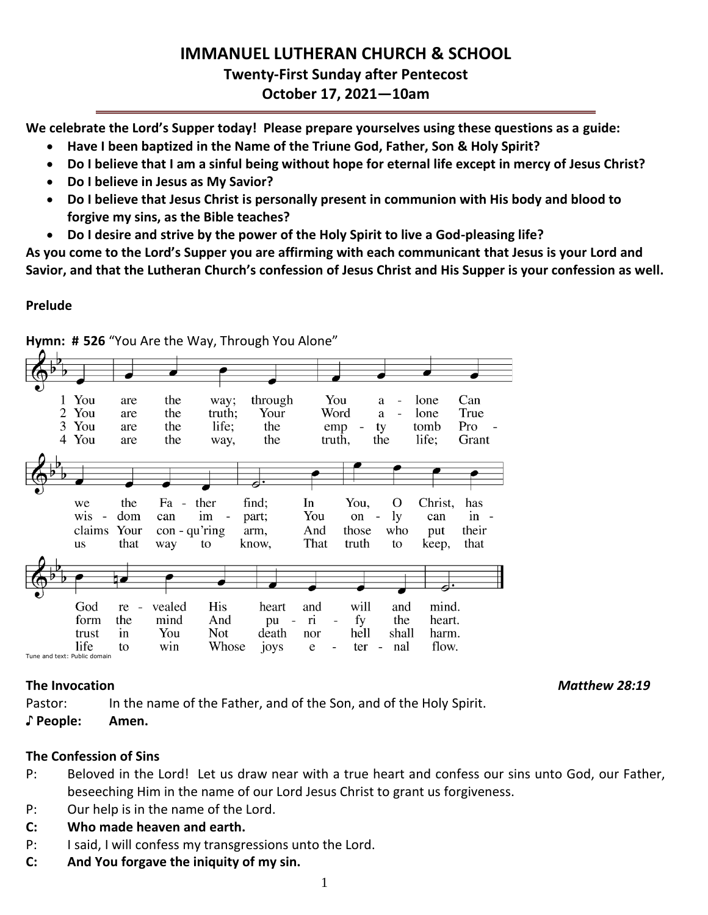# IMMANUEL LUTHERAN CHURCH & SCHOOL

## Twenty-First Sunday after Pentecost

## October 17, 2021—10am

**We celebrate the Lord's Supper today! Please prepare yourselves using these questions as a guide:**

- **Have I been baptized in the Name of the Triune God, Father, Son & Holy Spirit?**
- **Do I believe that I am a sinful being without hope for eternal life except in mercy of Jesus Christ?**
- **Do I believe in Jesus as My Savior?**
- **Do I believe that Jesus Christ is personally present in communion with His body and blood to forgive my sins, as the Bible teaches?**
- **Do I desire and strive by the power of the Holy Spirit to live a God-pleasing life?**

**As you come to the Lord's Supper you are affirming with each communicant that Jesus is your Lord and Savior, and that the Lutheran Church's confession of Jesus Christ and His Supper is your confession as well.**

**Prelude**

**Hymn: # 526** "You Are the Way, Through You Alone"

1 You are the way; through You alone Can we the Father find; In You, O Christ, has God revealed His heart and will and mind.

2 You are the truth; Your Word alone True wisdom can impart; You only can inform the mind And purify the heart.

3 You are the life; the empty tomb Proclaims Your conqu'ring arm, And those who put their trust in You Not death nor hell shall harm.

4 You are the way, the truth, the life; Grant us that way to know, That truth to keep, that life to win Whose joys eternal flow.

Tune and text: Public domain

**The Invocation** *Matthew 28:19*

Pastor: In the name of the Father, and of the Son, and of the Holy Spirit.

**♪ People: Amen.**

**The Confession of Sins**

P: Beloved in the Lord! Let us draw near with a true heart and confess our sins unto God, our Father, beseeching Him in the name of our Lord Jesus Christ to grant us forgiveness.

P: Our help is in the name of the Lord.

**C: Who made heaven and earth.**

P: I said, I will confess my transgressions unto the Lord.

**C: And You forgave the iniquity of my sin.**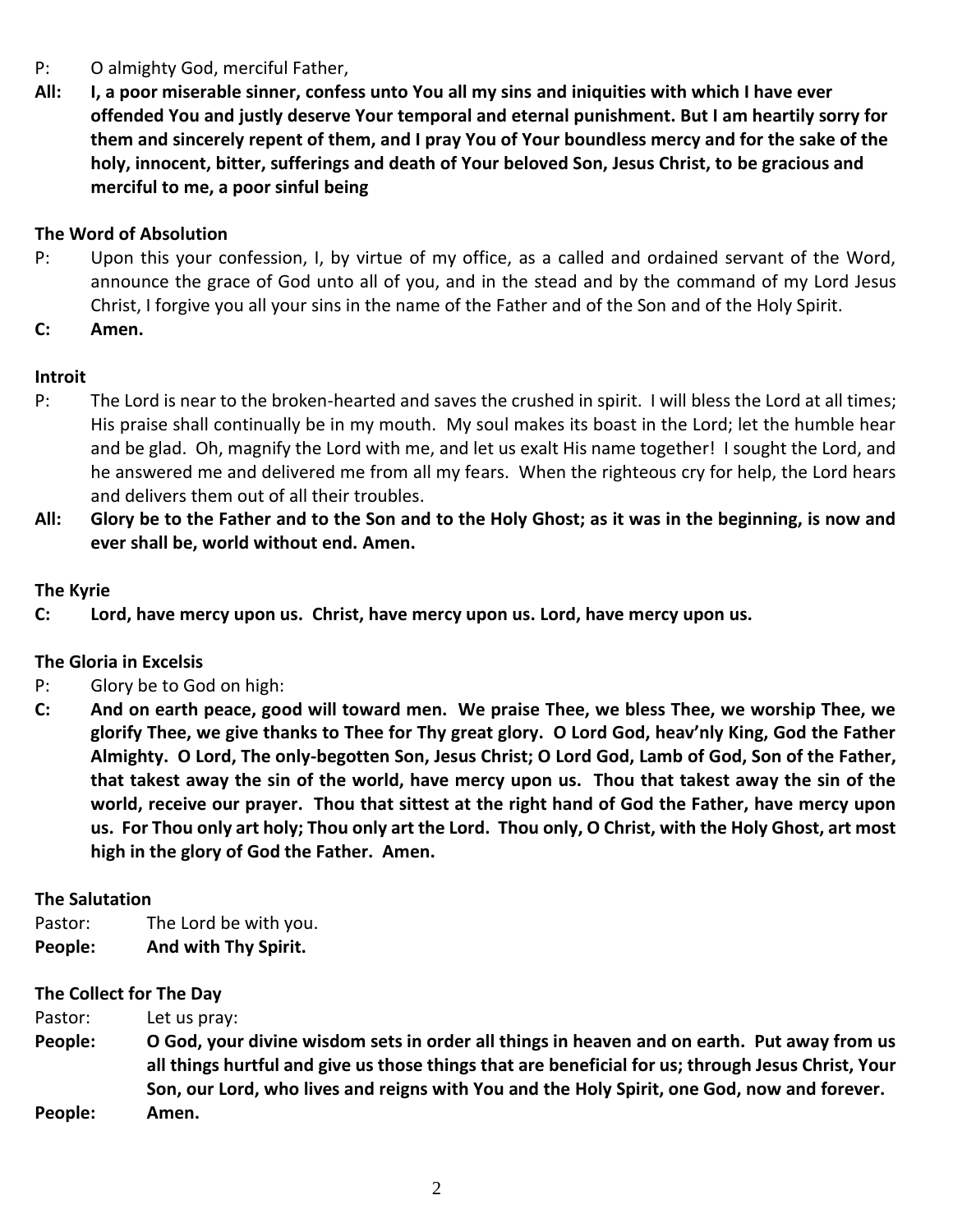P: O almighty God, merciful Father,

**All: I, a poor miserable sinner, confess unto You all my sins and iniquities with which I have ever offended You and justly deserve Your temporal and eternal punishment. But I am heartily sorry for them and sincerely repent of them, and I pray You of Your boundless mercy and for the sake of the holy, innocent, bitter, sufferings and death of Your beloved Son, Jesus Christ, to be gracious and merciful to me, a poor sinful being**

**The Word of Absolution**

P: Upon this your confession, I, by virtue of my office, as a called and ordained servant of the Word, announce the grace of God unto all of you, and in the stead and by the command of my Lord Jesus Christ, I forgive you all your sins in the name of the Father and of the Son and of the Holy Spirit.

**C: Amen.**

**Introit**

P: The Lord is near to the broken-hearted and saves the crushed in spirit. I will bless the Lord at all times; His praise shall continually be in my mouth. My soul makes its boast in the Lord; let the humble hear and be glad. Oh, magnify the Lord with me, and let us exalt His name together! I sought the Lord, and he answered me and delivered me from all my fears. When the righteous cry for help, the Lord hears and delivers them out of all their troubles.

**All: Glory be to the Father and to the Son and to the Holy Ghost; as it was in the beginning, is now and ever shall be, world without end. Amen.**

**The Kyrie**

**C: Lord, have mercy upon us. Christ, have mercy upon us. Lord, have mercy upon us.**

**The Gloria in Excelsis**

P: Glory be to God on high:

**C: And on earth peace, good will toward men. We praise Thee, we bless Thee, we worship Thee, we glorify Thee, we give thanks to Thee for Thy great glory. O Lord God, heav'nly King, God the Father Almighty. O Lord, The only-begotten Son, Jesus Christ; O Lord God, Lamb of God, Son of the Father, that takest away the sin of the world, have mercy upon us. Thou that takest away the sin of the world, receive our prayer. Thou that sittest at the right hand of God the Father, have mercy upon us. For Thou only art holy; Thou only art the Lord. Thou only, O Christ, with the Holy Ghost, art most high in the glory of God the Father. Amen.**

**The Salutation**

Pastor: The Lord be with you.

**People: And with Thy Spirit.**

**The Collect for The Day**

Pastor: Let us pray:

**People: O God, your divine wisdom sets in order all things in heaven and on earth. Put away from us all things hurtful and give us those things that are beneficial for us; through Jesus Christ, Your Son, our Lord, who lives and reigns with You and the Holy Spirit, one God, now and forever.**

**People: Amen.**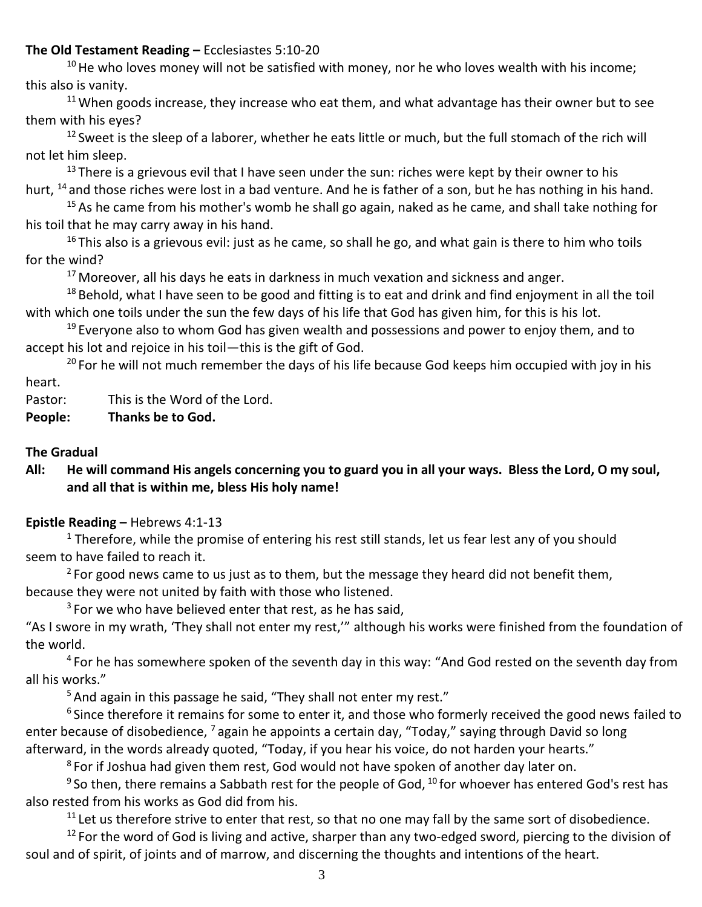**The Old Testament Reading –** Ecclesiastes 5:10-20

[10] He who loves money will not be satisfied with money, nor he who loves wealth with his income; this also is vanity.

[11] When goods increase, they increase who eat them, and what advantage has their owner but to see them with his eyes?

[12] Sweet is the sleep of a laborer, whether he eats little or much, but the full stomach of the rich will not let him sleep.

[13] There is a grievous evil that I have seen under the sun: riches were kept by their owner to his hurt, [14] and those riches were lost in a bad venture. And he is father of a son, but he has nothing in his hand.

[15] As he came from his mother's womb he shall go again, naked as he came, and shall take nothing for his toil that he may carry away in his hand.

[16] This also is a grievous evil: just as he came, so shall he go, and what gain is there to him who toils for the wind?

[17] Moreover, all his days he eats in darkness in much vexation and sickness and anger.

[18] Behold, what I have seen to be good and fitting is to eat and drink and find enjoyment in all the toil with which one toils under the sun the few days of his life that God has given him, for this is his lot.

[19] Everyone also to whom God has given wealth and possessions and power to enjoy them, and to accept his lot and rejoice in his toil—this is the gift of God.

[20] For he will not much remember the days of his life because God keeps him occupied with joy in his heart.

Pastor: This is the Word of the Lord.

**People: Thanks be to God.**

**The Gradual**

**All: He will command His angels concerning you to guard you in all your ways. Bless the Lord, O my soul, and all that is within me, bless His holy name!**

**Epistle Reading –** Hebrews 4:1-13

[1] Therefore, while the promise of entering his rest still stands, let us fear lest any of you should seem to have failed to reach it.

[2] For good news came to us just as to them, but the message they heard did not benefit them, because they were not united by faith with those who listened.

[3] For we who have believed enter that rest, as he has said,
"As I swore in my wrath, 'They shall not enter my rest,'" although his works were finished from the foundation of the world.

[4] For he has somewhere spoken of the seventh day in this way: "And God rested on the seventh day from all his works."

[5] And again in this passage he said, "They shall not enter my rest."

[6] Since therefore it remains for some to enter it, and those who formerly received the good news failed to enter because of disobedience, [7] again he appoints a certain day, "Today," saying through David so long afterward, in the words already quoted, "Today, if you hear his voice, do not harden your hearts."

[8] For if Joshua had given them rest, God would not have spoken of another day later on.

[9] So then, there remains a Sabbath rest for the people of God, [10] for whoever has entered God's rest has also rested from his works as God did from his.

[11] Let us therefore strive to enter that rest, so that no one may fall by the same sort of disobedience.

[12] For the word of God is living and active, sharper than any two-edged sword, piercing to the division of soul and of spirit, of joints and of marrow, and discerning the thoughts and intentions of the heart.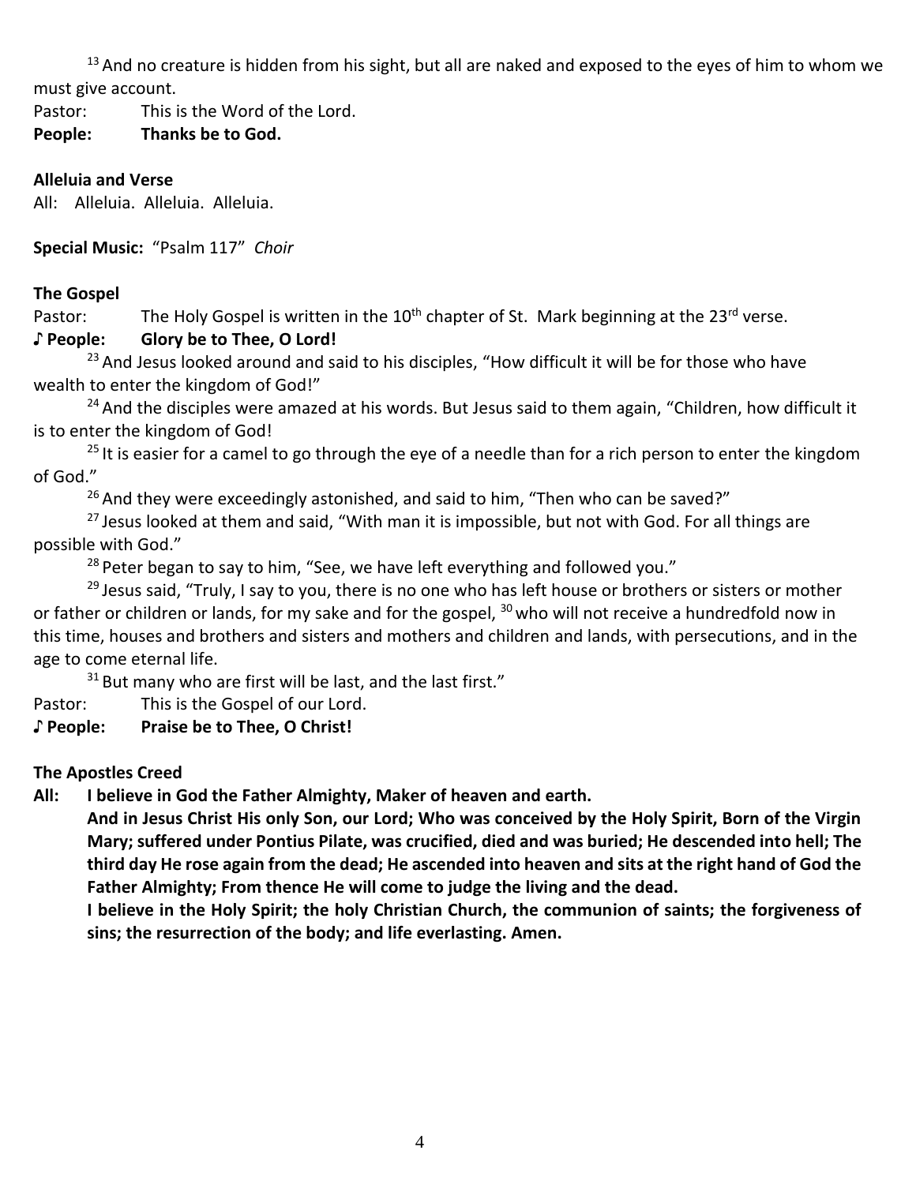[13] And no creature is hidden from his sight, but all are naked and exposed to the eyes of him to whom we must give account.

Pastor: This is the Word of the Lord.

**People: Thanks be to God.**

**Alleluia and Verse**

All: Alleluia. Alleluia. Alleluia.

**Special Music:** "Psalm 117" *Choir*

**The Gospel**

Pastor: The Holy Gospel is written in the 10th chapter of St. Mark beginning at the 23rd verse.

**♪ People: Glory be to Thee, O Lord!**

[23] And Jesus looked around and said to his disciples, "How difficult it will be for those who have wealth to enter the kingdom of God!"

[24] And the disciples were amazed at his words. But Jesus said to them again, "Children, how difficult it is to enter the kingdom of God!

[25] It is easier for a camel to go through the eye of a needle than for a rich person to enter the kingdom of God."

[26] And they were exceedingly astonished, and said to him, "Then who can be saved?"

[27] Jesus looked at them and said, "With man it is impossible, but not with God. For all things are possible with God."

[28] Peter began to say to him, "See, we have left everything and followed you."

[29] Jesus said, "Truly, I say to you, there is no one who has left house or brothers or sisters or mother or father or children or lands, for my sake and for the gospel, [30] who will not receive a hundredfold now in this time, houses and brothers and sisters and mothers and children and lands, with persecutions, and in the age to come eternal life.

[31] But many who are first will be last, and the last first."

Pastor: This is the Gospel of our Lord.

**♪ People: Praise be to Thee, O Christ!**

**The Apostles Creed**

**All: I believe in God the Father Almighty, Maker of heaven and earth.**

**And in Jesus Christ His only Son, our Lord; Who was conceived by the Holy Spirit, Born of the Virgin Mary; suffered under Pontius Pilate, was crucified, died and was buried; He descended into hell; The third day He rose again from the dead; He ascended into heaven and sits at the right hand of God the Father Almighty; From thence He will come to judge the living and the dead.**

**I believe in the Holy Spirit; the holy Christian Church, the communion of saints; the forgiveness of sins; the resurrection of the body; and life everlasting. Amen.**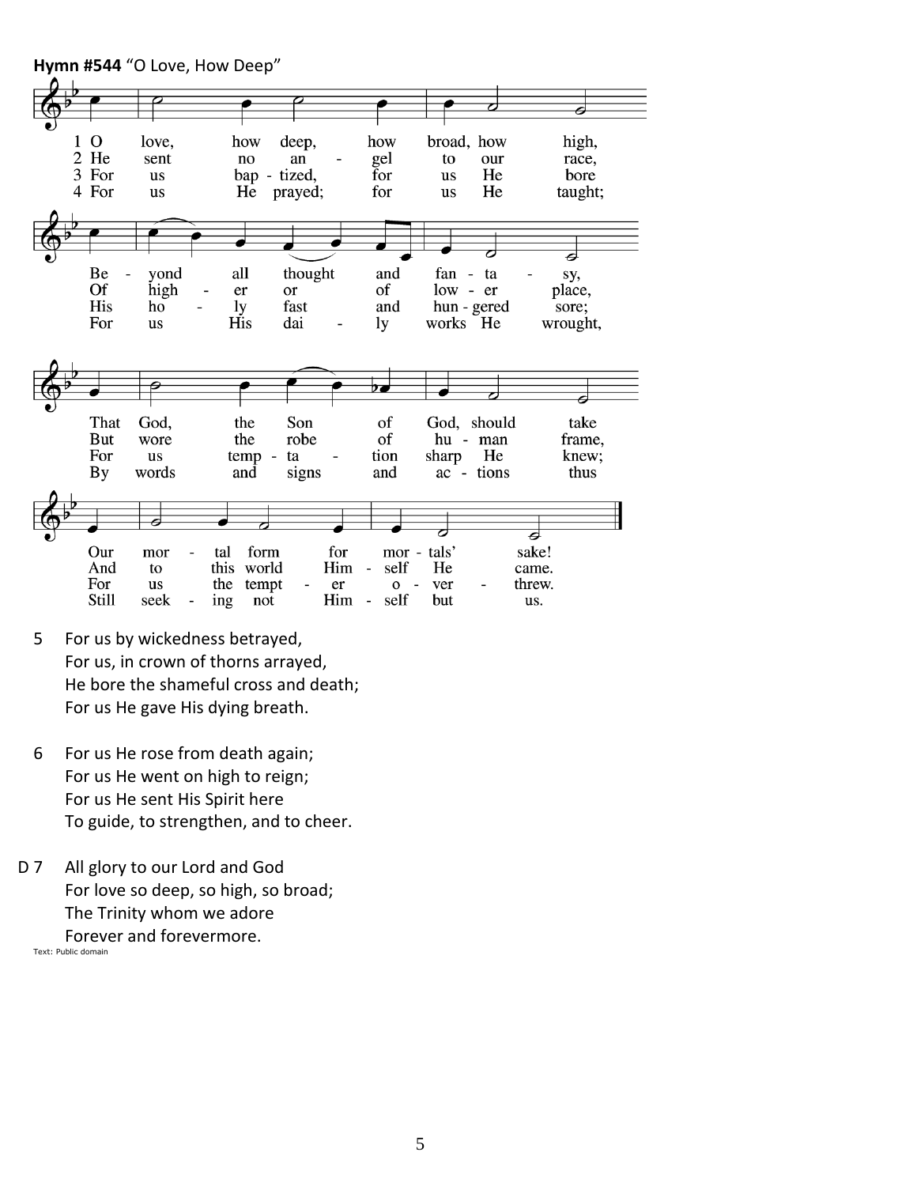**Hymn #544** "O Love, How Deep"

1 O love, how deep, how broad, how high,
Beyond all thought and fantasy,
That God, the Son of God, should take
Our mortal form for mortals' sake!

2 He sent no angel to our race,
Of higher or of lower place,
But wore the robe of human frame,
And to this world Himself He came.

3 For us baptized, for us He bore
His holy fast and hungered sore;
For us temptation sharp He knew;
For us the tempter overthrew.

4 For us He prayed; for us He taught;
For us His daily works He wrought,
By words and signs and actions thus
Still seeking not Himself but us.

5 For us by wickedness betrayed,
For us, in crown of thorns arrayed,
He bore the shameful cross and death;
For us He gave His dying breath.

6 For us He rose from death again;
For us He went on high to reign;
For us He sent His Spirit here
To guide, to strengthen, and to cheer.

D 7 All glory to our Lord and God
For love so deep, so high, so broad;
The Trinity whom we adore
Forever and forevermore.

Text: Public domain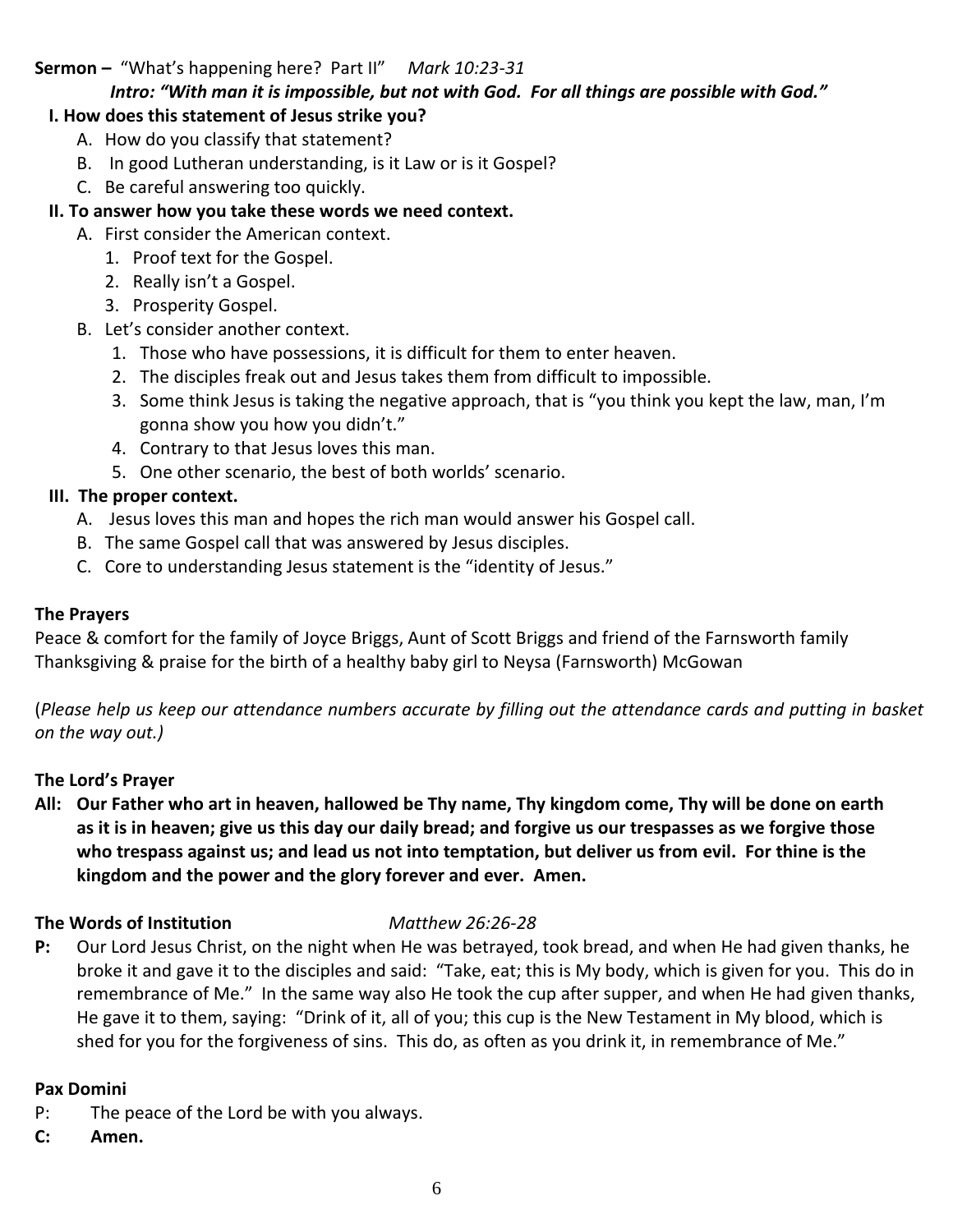**Sermon –** "What's happening here? Part II" *Mark 10:23-31*

***Intro: "With man it is impossible, but not with God. For all things are possible with God."***

**I. How does this statement of Jesus strike you?**

- A. How do you classify that statement?
- B. In good Lutheran understanding, is it Law or is it Gospel?
- C. Be careful answering too quickly.

**II. To answer how you take these words we need context.**

- A. First consider the American context.
  1. Proof text for the Gospel.
  2. Really isn't a Gospel.
  3. Prosperity Gospel.
- B. Let's consider another context.
  1. Those who have possessions, it is difficult for them to enter heaven.
  2. The disciples freak out and Jesus takes them from difficult to impossible.
  3. Some think Jesus is taking the negative approach, that is "you think you kept the law, man, I'm gonna show you how you didn't."
  4. Contrary to that Jesus loves this man.
  5. One other scenario, the best of both worlds' scenario.

**III. The proper context.**

- A. Jesus loves this man and hopes the rich man would answer his Gospel call.
- B. The same Gospel call that was answered by Jesus disciples.
- C. Core to understanding Jesus statement is the "identity of Jesus."

**The Prayers**

Peace & comfort for the family of Joyce Briggs, Aunt of Scott Briggs and friend of the Farnsworth family
Thanksgiving & praise for the birth of a healthy baby girl to Neysa (Farnsworth) McGowan

(*Please help us keep our attendance numbers accurate by filling out the attendance cards and putting in basket on the way out.)*

**The Lord's Prayer**

**All: Our Father who art in heaven, hallowed be Thy name, Thy kingdom come, Thy will be done on earth as it is in heaven; give us this day our daily bread; and forgive us our trespasses as we forgive those who trespass against us; and lead us not into temptation, but deliver us from evil. For thine is the kingdom and the power and the glory forever and ever. Amen.**

**The Words of Institution** *Matthew 26:26-28*

**P:** Our Lord Jesus Christ, on the night when He was betrayed, took bread, and when He had given thanks, he broke it and gave it to the disciples and said: "Take, eat; this is My body, which is given for you. This do in remembrance of Me." In the same way also He took the cup after supper, and when He had given thanks, He gave it to them, saying: "Drink of it, all of you; this cup is the New Testament in My blood, which is shed for you for the forgiveness of sins. This do, as often as you drink it, in remembrance of Me."

**Pax Domini**

P: The peace of the Lord be with you always.

**C: Amen.**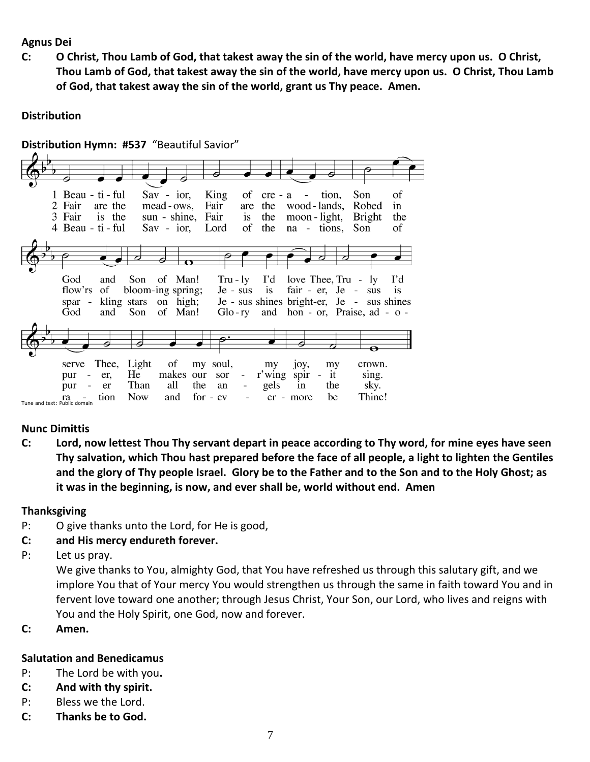**Agnus Dei**

**C: O Christ, Thou Lamb of God, that takest away the sin of the world, have mercy upon us. O Christ, Thou Lamb of God, that takest away the sin of the world, have mercy upon us. O Christ, Thou Lamb of God, that takest away the sin of the world, grant us Thy peace. Amen.**

**Distribution**

**Distribution Hymn: #537** "Beautiful Savior"

1 Beau - ti - ful Sav - ior, King of cre - a - tion, Son of God and Son of Man! Tru - ly I'd love Thee, Tru - ly I'd serve Thee, Light of my soul, my joy, my crown.

2 Fair are the mead - ows, Fair are the wood - lands, Robed in flow'rs of bloom - ing spring; Je - sus is fair - er, Je - sus is pur - er, He makes our sor - r'wing spir - it sing.

3 Fair is the sun - shine, Fair is the moon - light, Bright the spar - kling stars on high; Je - sus shines bright - er, Je - sus shines pur - er Than all the an - gels in the sky.

4 Beau - ti - ful Sav - ior, Lord of the na - tions, Son of God and Son of Man! Glo - ry and hon - or, Praise, ad - o - ra - tion Now and for - ev - er - more be Thine!

Tune and text: Public domain

**Nunc Dimittis**

**C: Lord, now lettest Thou Thy servant depart in peace according to Thy word, for mine eyes have seen Thy salvation, which Thou hast prepared before the face of all people, a light to lighten the Gentiles and the glory of Thy people Israel. Glory be to the Father and to the Son and to the Holy Ghost; as it was in the beginning, is now, and ever shall be, world without end. Amen**

**Thanksgiving**

P: O give thanks unto the Lord, for He is good,

**C: and His mercy endureth forever.**

P: Let us pray.
We give thanks to You, almighty God, that You have refreshed us through this salutary gift, and we implore You that of Your mercy You would strengthen us through the same in faith toward You and in fervent love toward one another; through Jesus Christ, Your Son, our Lord, who lives and reigns with You and the Holy Spirit, one God, now and forever.

**C: Amen.**

**Salutation and Benedicamus**

P: The Lord be with you**.**

**C: And with thy spirit.**

P: Bless we the Lord.

**C: Thanks be to God.**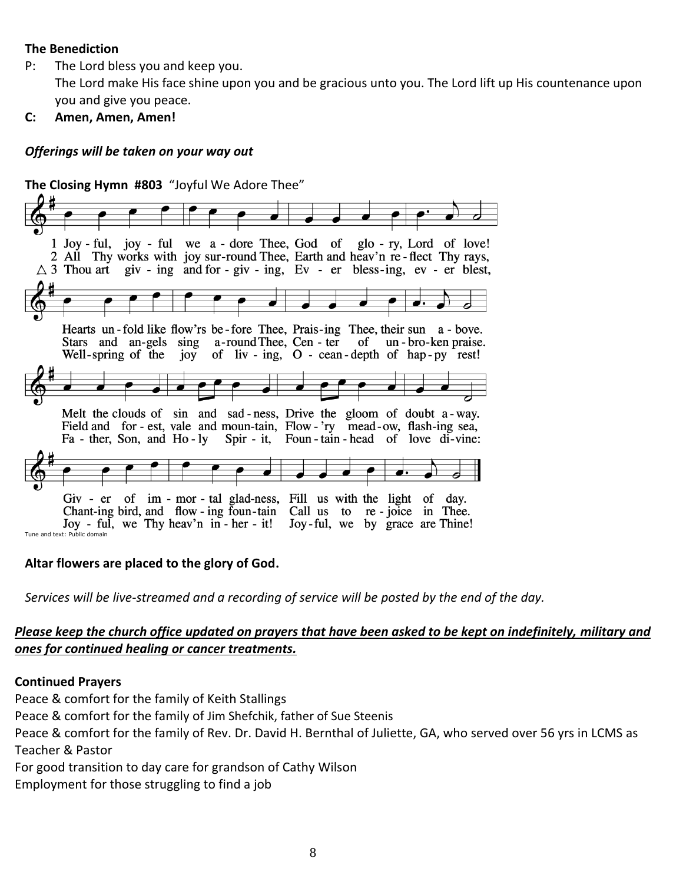**The Benediction**

P: The Lord bless you and keep you.
The Lord make His face shine upon you and be gracious unto you. The Lord lift up His countenance upon you and give you peace.

**C: Amen, Amen, Amen!**

***Offerings will be taken on your way out***

**The Closing Hymn #803** "Joyful We Adore Thee"

1 Joy - ful, joy - ful we a - dore Thee, God of glo - ry, Lord of love!
Hearts un - fold like flow'rs be - fore Thee, Prais-ing Thee, their sun a - bove.
Melt the clouds of sin and sad - ness, Drive the gloom of doubt a - way.
Giv - er of im - mor - tal glad-ness, Fill us with the light of day.

2 All Thy works with joy sur-round Thee, Earth and heav'n re - flect Thy rays,
Stars and an-gels sing a - round Thee, Cen - ter of un - bro-ken praise.
Field and for - est, vale and moun-tain, Flow - 'ry mead-ow, flash-ing sea,
Chant-ing bird, and flow - ing foun-tain Call us to re - joice in Thee.

△ 3 Thou art giv - ing and for - giv - ing, Ev - er bless-ing, ev - er blest,
Well-spring of the joy of liv - ing, O - cean - depth of hap - py rest!
Fa - ther, Son, and Ho - ly Spir - it, Foun - tain - head of love di-vine:
Joy - ful, we Thy heav'n in - her - it! Joy-ful, we by grace are Thine!

Tune and text: Public domain

**Altar flowers are placed to the glory of God.**

*Services will be live-streamed and a recording of service will be posted by the end of the day.*

***<u>Please keep the church office updated on prayers that have been asked to be kept on indefinitely, military and ones for continued healing or cancer treatments.</u>***

**Continued Prayers**

Peace & comfort for the family of Keith Stallings
Peace & comfort for the family of Jim Shefchik, father of Sue Steenis
Peace & comfort for the family of Rev. Dr. David H. Bernthal of Juliette, GA, who served over 56 yrs in LCMS as Teacher & Pastor
For good transition to day care for grandson of Cathy Wilson
Employment for those struggling to find a job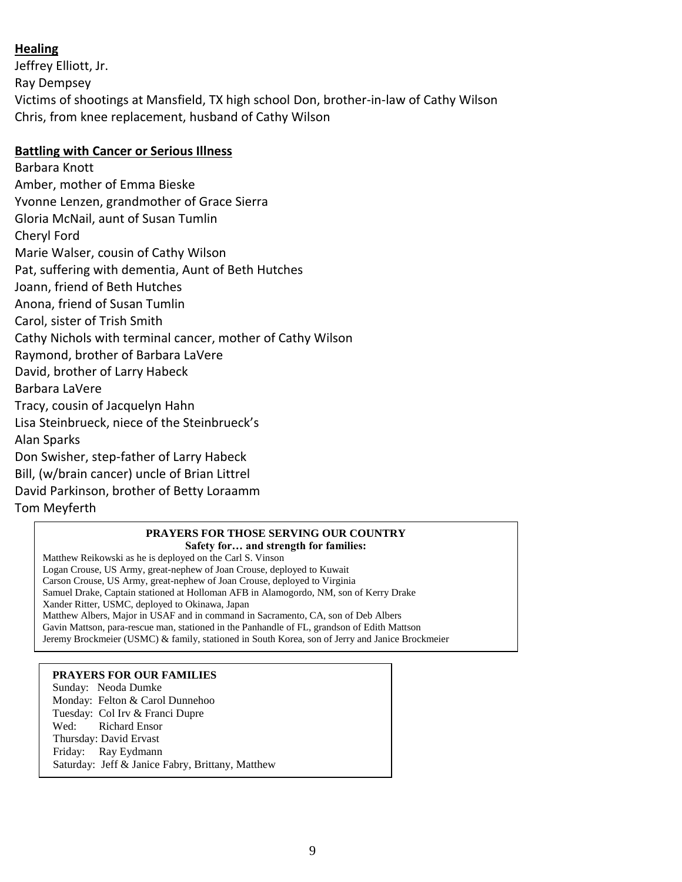**Healing**

Jeffrey Elliott, Jr.
Ray Dempsey
Victims of shootings at Mansfield, TX high school Don, brother-in-law of Cathy Wilson
Chris, from knee replacement, husband of Cathy Wilson

**Battling with Cancer or Serious Illness**

Barbara Knott
Amber, mother of Emma Bieske
Yvonne Lenzen, grandmother of Grace Sierra
Gloria McNail, aunt of Susan Tumlin
Cheryl Ford
Marie Walser, cousin of Cathy Wilson
Pat, suffering with dementia, Aunt of Beth Hutches
Joann, friend of Beth Hutches
Anona, friend of Susan Tumlin
Carol, sister of Trish Smith
Cathy Nichols with terminal cancer, mother of Cathy Wilson
Raymond, brother of Barbara LaVere
David, brother of Larry Habeck
Barbara LaVere
Tracy, cousin of Jacquelyn Hahn
Lisa Steinbrueck, niece of the Steinbrueck's
Alan Sparks
Don Swisher, step-father of Larry Habeck
Bill, (w/brain cancer) uncle of Brian Littrel
David Parkinson, brother of Betty Loraamm
Tom Meyferth

**PRAYERS FOR THOSE SERVING OUR COUNTRY**
**Safety for… and strength for families:**

Matthew Reikowski as he is deployed on the Carl S. Vinson
Logan Crouse, US Army, great-nephew of Joan Crouse, deployed to Kuwait
Carson Crouse, US Army, great-nephew of Joan Crouse, deployed to Virginia
Samuel Drake, Captain stationed at Holloman AFB in Alamogordo, NM, son of Kerry Drake
Xander Ritter, USMC, deployed to Okinawa, Japan
Matthew Albers, Major in USAF and in command in Sacramento, CA, son of Deb Albers
Gavin Mattson, para-rescue man, stationed in the Panhandle of FL, grandson of Edith Mattson
Jeremy Brockmeier (USMC) & family, stationed in South Korea, son of Jerry and Janice Brockmeier

**PRAYERS FOR OUR FAMILIES**

Sunday: Neoda Dumke
Monday: Felton & Carol Dunnehoo
Tuesday: Col Irv & Franci Dupre
Wed: Richard Ensor
Thursday: David Ervast
Friday: Ray Eydmann
Saturday: Jeff & Janice Fabry, Brittany, Matthew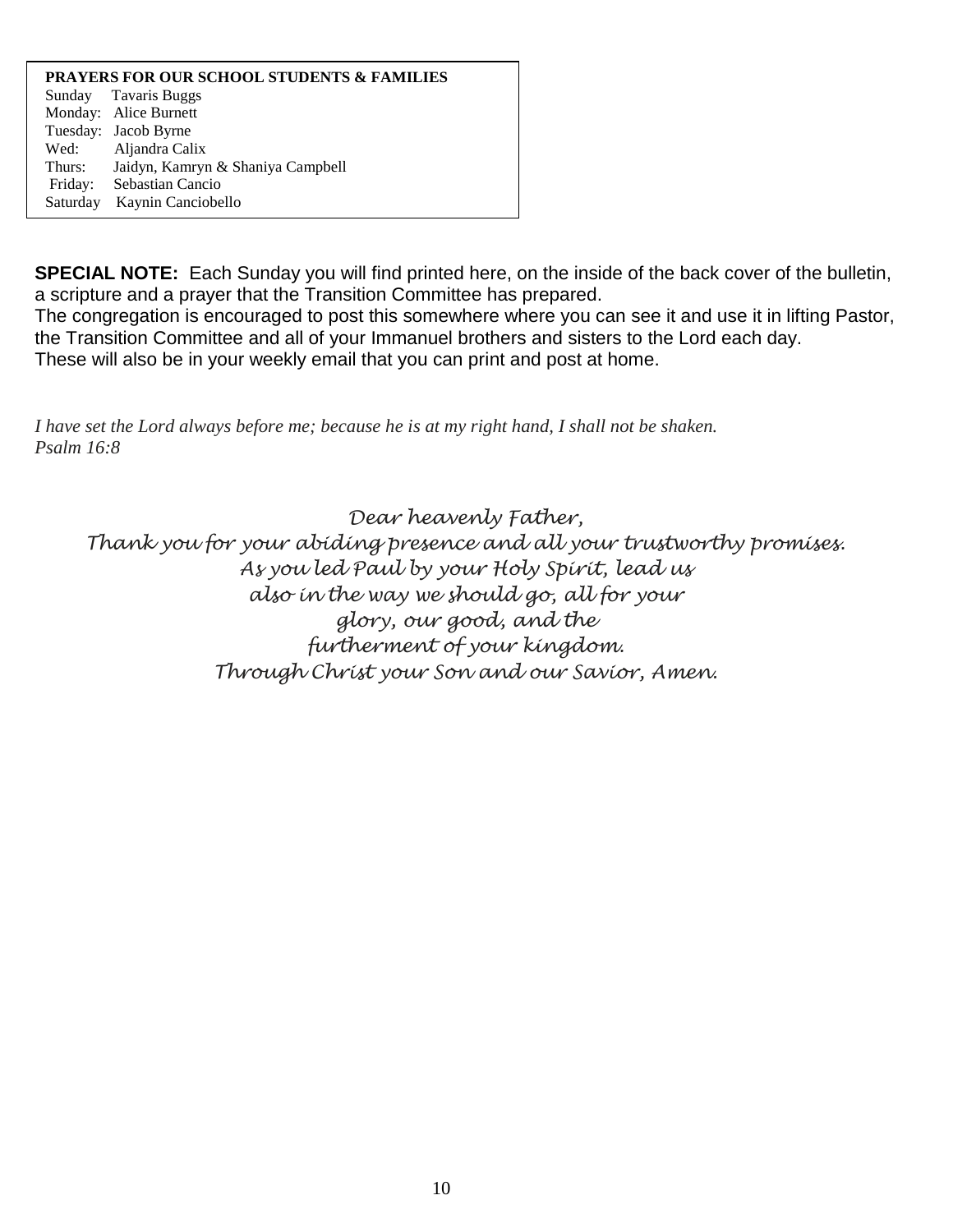**PRAYERS FOR OUR SCHOOL STUDENTS & FAMILIES**

| | |
|---|---|
| Sunday | Tavaris Buggs |
| Monday: | Alice Burnett |
| Tuesday: | Jacob Byrne |
| Wed: | Aljandra Calix |
| Thurs: | Jaidyn, Kamryn & Shaniya Campbell |
| Friday: | Sebastian Cancio |
| Saturday | Kaynin Canciobello |

**SPECIAL NOTE:** Each Sunday you will find printed here, on the inside of the back cover of the bulletin, a scripture and a prayer that the Transition Committee has prepared.
The congregation is encouraged to post this somewhere where you can see it and use it in lifting Pastor, the Transition Committee and all of your Immanuel brothers and sisters to the Lord each day.
These will also be in your weekly email that you can print and post at home.

*I have set the Lord always before me; because he is at my right hand, I shall not be shaken.*
*Psalm 16:8*

*Dear heavenly Father,*
*Thank you for your abiding presence and all your trustworthy promises.*
*As you led Paul by your Holy Spirit, lead us*
*also in the way we should go, all for your*
*glory, our good, and the*
*furtherment of your kingdom.*
*Through Christ your Son and our Savior, Amen.*